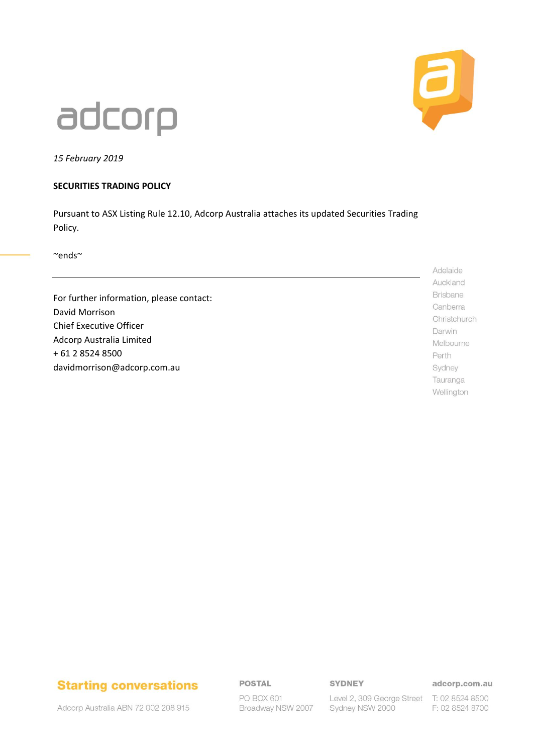adcorp

*15 February 2019*

**SECURITIES TRADING POLICY**

Pursuant to ASX Listing Rule 12.10, Adcorp Australia attaches its updated Securities Trading Policy.

~ends~

---

For further information, please contact:
David Morrison
Chief Executive Officer
Adcorp Australia Limited
+ 61 2 8524 8500
davidmorrison@adcorp.com.au

Adelaide
Auckland
Brisbane
Canberra
Christchurch
Darwin
Melbourne
Perth
Sydney
Tauranga
Wellington

**Starting conversations**

Adcorp Australia ABN 72 002 208 915

**POSTAL**
PO BOX 601
Broadway NSW 2007

**SYDNEY**
Level 2, 309 George Street
Sydney NSW 2000

**adcorp.com.au**
T: 02 8524 8500
F: 02 8524 8700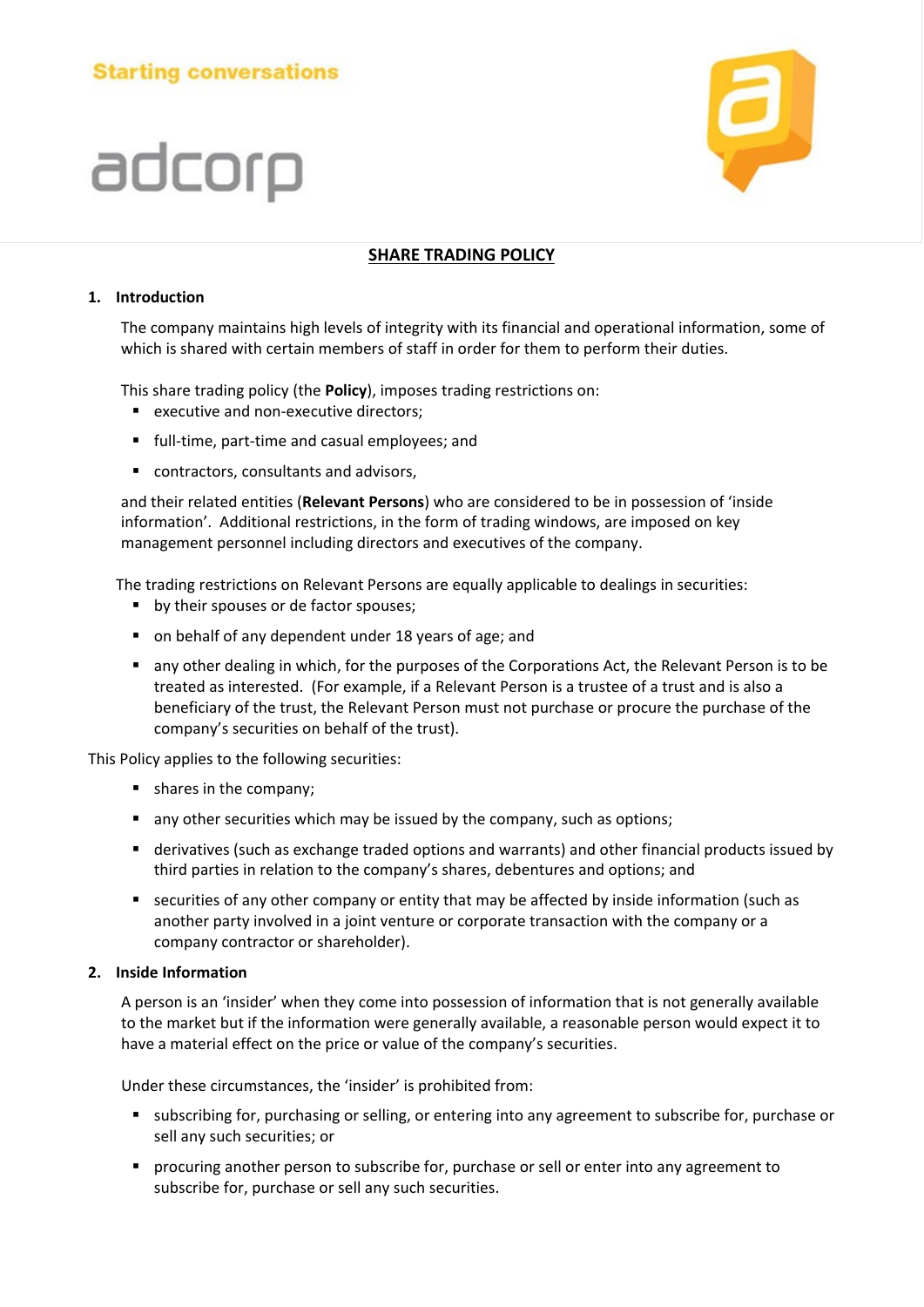Starting conversations

adcorp

## SHARE TRADING POLICY

### 1. Introduction

The company maintains high levels of integrity with its financial and operational information, some of which is shared with certain members of staff in order for them to perform their duties.

This share trading policy (the **Policy**), imposes trading restrictions on:

- executive and non-executive directors;
- full-time, part-time and casual employees; and
- contractors, consultants and advisors,

and their related entities (**Relevant Persons**) who are considered to be in possession of 'inside information'. Additional restrictions, in the form of trading windows, are imposed on key management personnel including directors and executives of the company.

The trading restrictions on Relevant Persons are equally applicable to dealings in securities:

- by their spouses or de factor spouses;
- on behalf of any dependent under 18 years of age; and
- any other dealing in which, for the purposes of the Corporations Act, the Relevant Person is to be treated as interested. (For example, if a Relevant Person is a trustee of a trust and is also a beneficiary of the trust, the Relevant Person must not purchase or procure the purchase of the company's securities on behalf of the trust).

This Policy applies to the following securities:

- shares in the company;
- any other securities which may be issued by the company, such as options;
- derivatives (such as exchange traded options and warrants) and other financial products issued by third parties in relation to the company's shares, debentures and options; and
- securities of any other company or entity that may be affected by inside information (such as another party involved in a joint venture or corporate transaction with the company or a company contractor or shareholder).

### 2. Inside Information

A person is an 'insider' when they come into possession of information that is not generally available to the market but if the information were generally available, a reasonable person would expect it to have a material effect on the price or value of the company's securities.

Under these circumstances, the 'insider' is prohibited from:

- subscribing for, purchasing or selling, or entering into any agreement to subscribe for, purchase or sell any such securities; or
- procuring another person to subscribe for, purchase or sell or enter into any agreement to subscribe for, purchase or sell any such securities.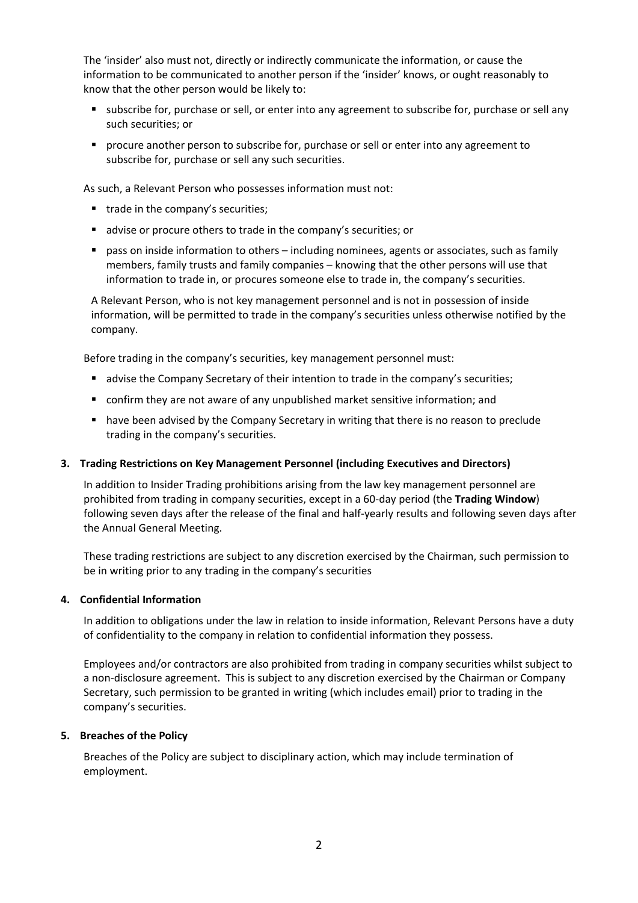The 'insider' also must not, directly or indirectly communicate the information, or cause the information to be communicated to another person if the 'insider' knows, or ought reasonably to know that the other person would be likely to:

- subscribe for, purchase or sell, or enter into any agreement to subscribe for, purchase or sell any such securities; or
- procure another person to subscribe for, purchase or sell or enter into any agreement to subscribe for, purchase or sell any such securities.

As such, a Relevant Person who possesses information must not:

- trade in the company's securities;
- advise or procure others to trade in the company's securities; or
- pass on inside information to others – including nominees, agents or associates, such as family members, family trusts and family companies – knowing that the other persons will use that information to trade in, or procures someone else to trade in, the company's securities.

A Relevant Person, who is not key management personnel and is not in possession of inside information, will be permitted to trade in the company's securities unless otherwise notified by the company.

Before trading in the company's securities, key management personnel must:

- advise the Company Secretary of their intention to trade in the company's securities;
- confirm they are not aware of any unpublished market sensitive information; and
- have been advised by the Company Secretary in writing that there is no reason to preclude trading in the company's securities.

**3. Trading Restrictions on Key Management Personnel (including Executives and Directors)**

In addition to Insider Trading prohibitions arising from the law key management personnel are prohibited from trading in company securities, except in a 60-day period (the **Trading Window**) following seven days after the release of the final and half-yearly results and following seven days after the Annual General Meeting.

These trading restrictions are subject to any discretion exercised by the Chairman, such permission to be in writing prior to any trading in the company's securities

**4. Confidential Information**

In addition to obligations under the law in relation to inside information, Relevant Persons have a duty of confidentiality to the company in relation to confidential information they possess.

Employees and/or contractors are also prohibited from trading in company securities whilst subject to a non-disclosure agreement. This is subject to any discretion exercised by the Chairman or Company Secretary, such permission to be granted in writing (which includes email) prior to trading in the company's securities.

**5. Breaches of the Policy**

Breaches of the Policy are subject to disciplinary action, which may include termination of employment.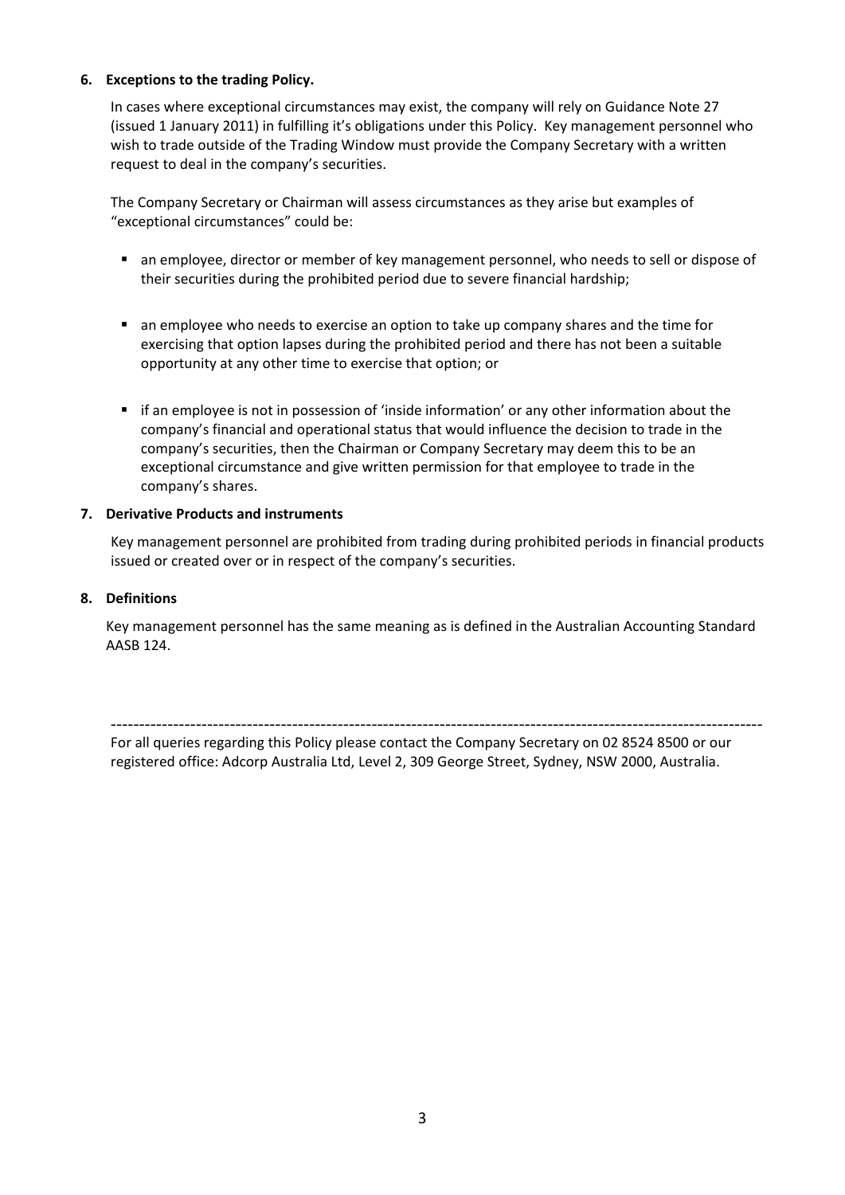**6. Exceptions to the trading Policy.**

In cases where exceptional circumstances may exist, the company will rely on Guidance Note 27 (issued 1 January 2011) in fulfilling it's obligations under this Policy. Key management personnel who wish to trade outside of the Trading Window must provide the Company Secretary with a written request to deal in the company's securities.

The Company Secretary or Chairman will assess circumstances as they arise but examples of "exceptional circumstances" could be:

- an employee, director or member of key management personnel, who needs to sell or dispose of their securities during the prohibited period due to severe financial hardship;
- an employee who needs to exercise an option to take up company shares and the time for exercising that option lapses during the prohibited period and there has not been a suitable opportunity at any other time to exercise that option; or
- if an employee is not in possession of 'inside information' or any other information about the company's financial and operational status that would influence the decision to trade in the company's securities, then the Chairman or Company Secretary may deem this to be an exceptional circumstance and give written permission for that employee to trade in the company's shares.

**7. Derivative Products and instruments**

Key management personnel are prohibited from trading during prohibited periods in financial products issued or created over or in respect of the company's securities.

**8. Definitions**

Key management personnel has the same meaning as is defined in the Australian Accounting Standard AASB 124.

---

For all queries regarding this Policy please contact the Company Secretary on 02 8524 8500 or our registered office: Adcorp Australia Ltd, Level 2, 309 George Street, Sydney, NSW 2000, Australia.